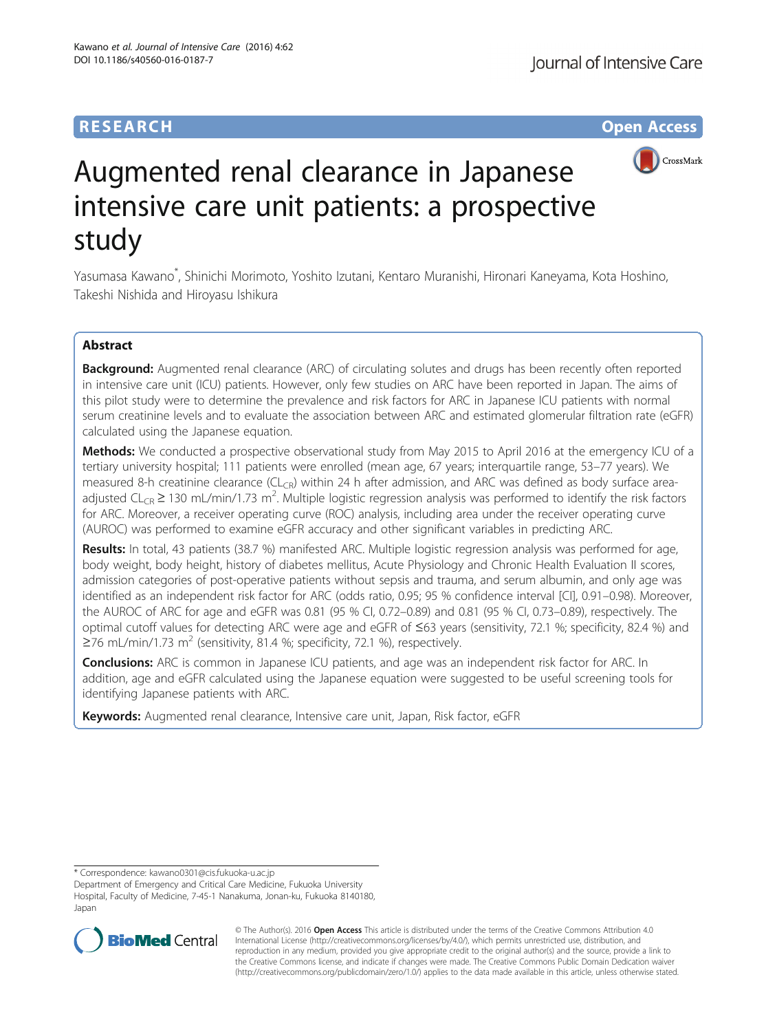RESEARCH Open Access

# Augmented renal clearance in Japanese intensive care unit patients: a prospective study

Yasumasa Kawano*, Shinichi Morimoto, Yoshito Izutani, Kentaro Muranishi, Hironari Kaneyama, Kota Hoshino, Takeshi Nishida and Hiroyasu Ishikura

## Abstract

**Background:** Augmented renal clearance (ARC) of circulating solutes and drugs has been recently often reported in intensive care unit (ICU) patients. However, only few studies on ARC have been reported in Japan. The aims of this pilot study were to determine the prevalence and risk factors for ARC in Japanese ICU patients with normal serum creatinine levels and to evaluate the association between ARC and estimated glomerular filtration rate (eGFR) calculated using the Japanese equation.

**Methods:** We conducted a prospective observational study from May 2015 to April 2016 at the emergency ICU of a tertiary university hospital; 111 patients were enrolled (mean age, 67 years; interquartile range, 53–77 years). We measured 8-h creatinine clearance ($CL_{CR}$) within 24 h after admission, and ARC was defined as body surface area-adjusted $CL_{CR} \geq 130$ mL/min/1.73 $m^2$. Multiple logistic regression analysis was performed to identify the risk factors for ARC. Moreover, a receiver operating curve (ROC) analysis, including area under the receiver operating curve (AUROC) was performed to examine eGFR accuracy and other significant variables in predicting ARC.

**Results:** In total, 43 patients (38.7 %) manifested ARC. Multiple logistic regression analysis was performed for age, body weight, body height, history of diabetes mellitus, Acute Physiology and Chronic Health Evaluation II scores, admission categories of post-operative patients without sepsis and trauma, and serum albumin, and only age was identified as an independent risk factor for ARC (odds ratio, 0.95; 95 % confidence interval [CI], 0.91–0.98). Moreover, the AUROC of ARC for age and eGFR was 0.81 (95 % CI, 0.72–0.89) and 0.81 (95 % CI, 0.73–0.89), respectively. The optimal cutoff values for detecting ARC were age and eGFR of ≤63 years (sensitivity, 72.1 %; specificity, 82.4 %) and ≥76 mL/min/1.73 $m^2$ (sensitivity, 81.4 %; specificity, 72.1 %), respectively.

**Conclusions:** ARC is common in Japanese ICU patients, and age was an independent risk factor for ARC. In addition, age and eGFR calculated using the Japanese equation were suggested to be useful screening tools for identifying Japanese patients with ARC.

**Keywords:** Augmented renal clearance, Intensive care unit, Japan, Risk factor, eGFR

---

* Correspondence: kawano0301@cis.fukuoka-u.ac.jp
Department of Emergency and Critical Care Medicine, Fukuoka University Hospital, Faculty of Medicine, 7-45-1 Nanakuma, Jonan-ku, Fukuoka 8140180, Japan

© The Author(s). 2016 **Open Access** This article is distributed under the terms of the Creative Commons Attribution 4.0 International License (http://creativecommons.org/licenses/by/4.0/), which permits unrestricted use, distribution, and reproduction in any medium, provided you give appropriate credit to the original author(s) and the source, provide a link to the Creative Commons license, and indicate if changes were made. The Creative Commons Public Domain Dedication waiver (http://creativecommons.org/publicdomain/zero/1.0/) applies to the data made available in this article, unless otherwise stated.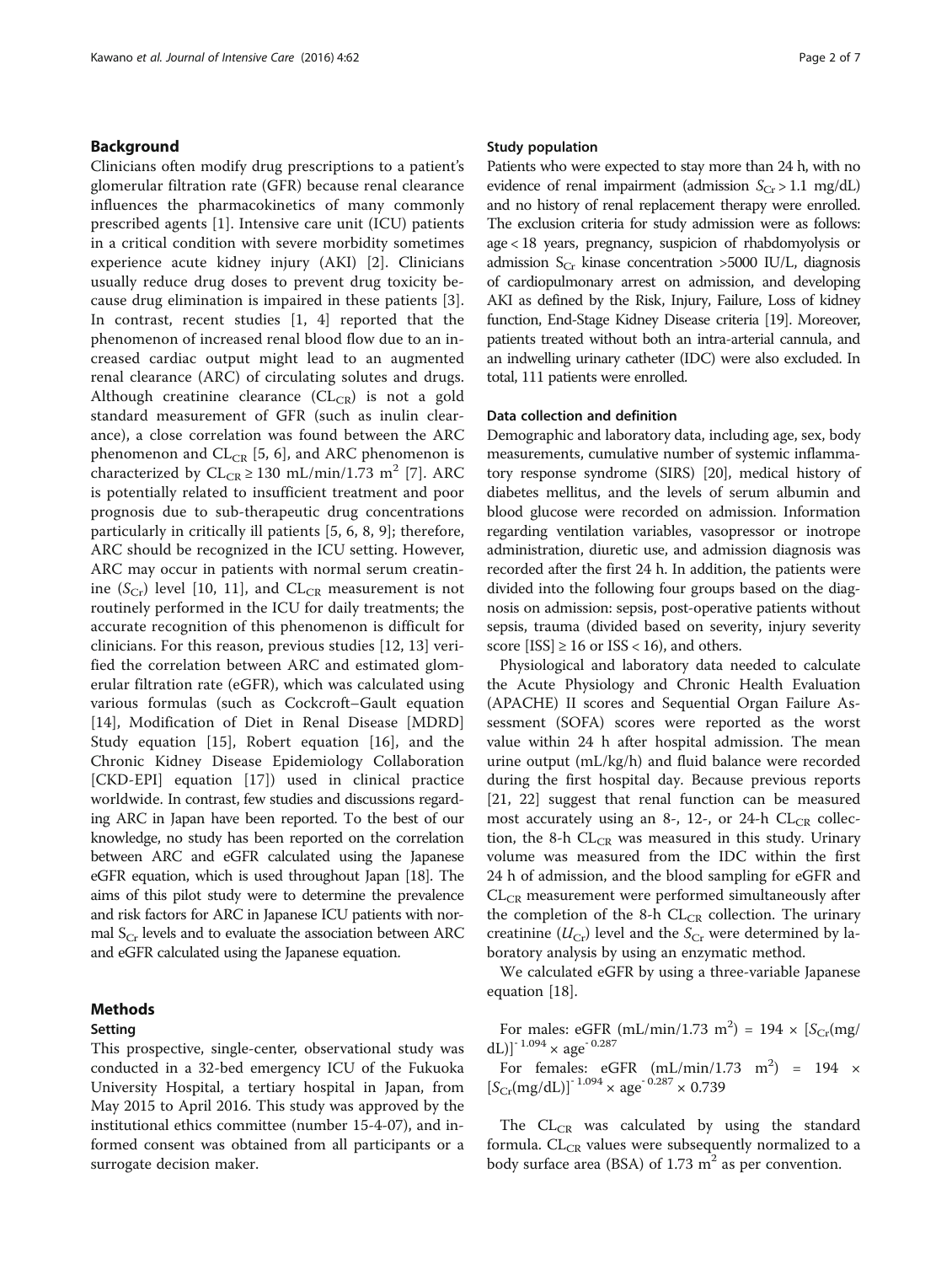## Background

Clinicians often modify drug prescriptions to a patient's glomerular filtration rate (GFR) because renal clearance influences the pharmacokinetics of many commonly prescribed agents [1]. Intensive care unit (ICU) patients in a critical condition with severe morbidity sometimes experience acute kidney injury (AKI) [2]. Clinicians usually reduce drug doses to prevent drug toxicity because drug elimination is impaired in these patients [3]. In contrast, recent studies [1, 4] reported that the phenomenon of increased renal blood flow due to an increased cardiac output might lead to an augmented renal clearance (ARC) of circulating solutes and drugs. Although creatinine clearance ($CL_{CR}$) is not a gold standard measurement of GFR (such as inulin clearance), a close correlation was found between the ARC phenomenon and $CL_{CR}$ [5, 6], and ARC phenomenon is characterized by $CL_{CR} \geq 130$ mL/min/1.73 m$^2$ [7]. ARC is potentially related to insufficient treatment and poor prognosis due to sub-therapeutic drug concentrations particularly in critically ill patients [5, 6, 8, 9]; therefore, ARC should be recognized in the ICU setting. However, ARC may occur in patients with normal serum creatinine ($S_{Cr}$) level [10, 11], and $CL_{CR}$ measurement is not routinely performed in the ICU for daily treatments; the accurate recognition of this phenomenon is difficult for clinicians. For this reason, previous studies [12, 13] verified the correlation between ARC and estimated glomerular filtration rate (eGFR), which was calculated using various formulas (such as Cockcroft–Gault equation [14], Modification of Diet in Renal Disease [MDRD] Study equation [15], Robert equation [16], and the Chronic Kidney Disease Epidemiology Collaboration [CKD-EPI] equation [17]) used in clinical practice worldwide. In contrast, few studies and discussions regarding ARC in Japan have been reported. To the best of our knowledge, no study has been reported on the correlation between ARC and eGFR calculated using the Japanese eGFR equation, which is used throughout Japan [18]. The aims of this pilot study were to determine the prevalence and risk factors for ARC in Japanese ICU patients with normal $S_{Cr}$ levels and to evaluate the association between ARC and eGFR calculated using the Japanese equation.

## Methods

### Setting

This prospective, single-center, observational study was conducted in a 32-bed emergency ICU of the Fukuoka University Hospital, a tertiary hospital in Japan, from May 2015 to April 2016. This study was approved by the institutional ethics committee (number 15-4-07), and informed consent was obtained from all participants or a surrogate decision maker.

### Study population

Patients who were expected to stay more than 24 h, with no evidence of renal impairment (admission $S_{Cr} > 1.1$ mg/dL) and no history of renal replacement therapy were enrolled. The exclusion criteria for study admission were as follows: age < 18 years, pregnancy, suspicion of rhabdomyolysis or admission $S_{Cr}$ kinase concentration >5000 IU/L, diagnosis of cardiopulmonary arrest on admission, and developing AKI as defined by the Risk, Injury, Failure, Loss of kidney function, End-Stage Kidney Disease criteria [19]. Moreover, patients treated without both an intra-arterial cannula, and an indwelling urinary catheter (IDC) were also excluded. In total, 111 patients were enrolled.

### Data collection and definition

Demographic and laboratory data, including age, sex, body measurements, cumulative number of systemic inflammatory response syndrome (SIRS) [20], medical history of diabetes mellitus, and the levels of serum albumin and blood glucose were recorded on admission. Information regarding ventilation variables, vasopressor or inotrope administration, diuretic use, and admission diagnosis was recorded after the first 24 h. In addition, the patients were divided into the following four groups based on the diagnosis on admission: sepsis, post-operative patients without sepsis, trauma (divided based on severity, injury severity score [ISS] ≥ 16 or ISS < 16), and others.

Physiological and laboratory data needed to calculate the Acute Physiology and Chronic Health Evaluation (APACHE) II scores and Sequential Organ Failure Assessment (SOFA) scores were reported as the worst value within 24 h after hospital admission. The mean urine output (mL/kg/h) and fluid balance were recorded during the first hospital day. Because previous reports [21, 22] suggest that renal function can be measured most accurately using an 8-, 12-, or 24-h $CL_{CR}$ collection, the 8-h $CL_{CR}$ was measured in this study. Urinary volume was measured from the IDC within the first 24 h of admission, and the blood sampling for eGFR and $CL_{CR}$ measurement were performed simultaneously after the completion of the 8-h $CL_{CR}$ collection. The urinary creatinine ($U_{Cr}$) level and the $S_{Cr}$ were determined by laboratory analysis by using an enzymatic method.

We calculated eGFR by using a three-variable Japanese equation [18].

For males: eGFR (mL/min/1.73 m$^2$) = $194 \times [S_{Cr}(\text{mg/dL})]^{-1.094} \times \text{age}^{-0.287}$

For females: eGFR (mL/min/1.73 m$^2$) = $194 \times [S_{Cr}(\text{mg/dL})]^{-1.094} \times \text{age}^{-0.287} \times 0.739$

The $CL_{CR}$ was calculated by using the standard formula. $CL_{CR}$ values were subsequently normalized to a body surface area (BSA) of 1.73 m$^2$ as per convention.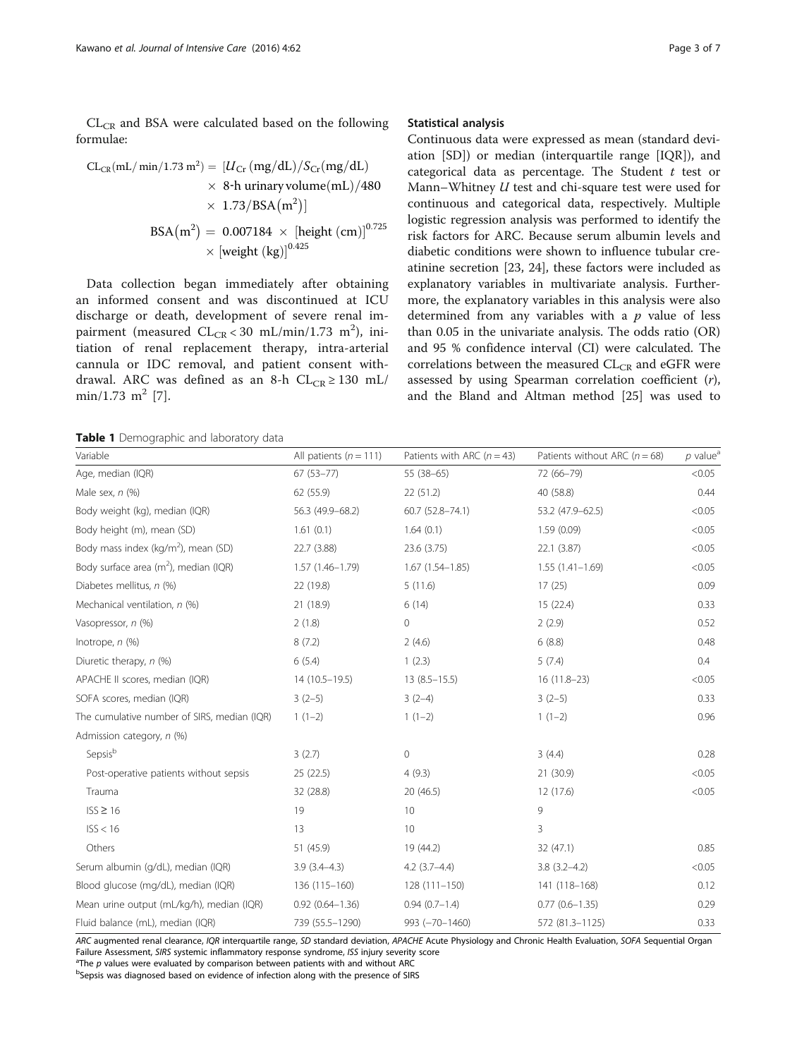$CL_{CR}$ and BSA were calculated based on the following formulae:

$$CL_{CR}(\mathrm{mL/min/1.73\ m^2}) = [U_{Cr}(\mathrm{mg/dL})/S_{Cr}(\mathrm{mg/dL}) \times \text{8-h urinary volume(mL)}/480 \times 1.73/\mathrm{BSA}(\mathrm{m^2})]$$

$$\mathrm{BSA}(\mathrm{m^2}) = 0.007184 \times [\text{height (cm)}]^{0.725} \times [\text{weight (kg)}]^{0.425}$$

Data collection began immediately after obtaining an informed consent and was discontinued at ICU discharge or death, development of severe renal impairment (measured $CL_{CR} < 30$ mL/min/1.73 m$^2$), initiation of renal replacement therapy, intra-arterial cannula or IDC removal, and patient consent withdrawal. ARC was defined as an 8-h $CL_{CR} \geq 130$ mL/min/1.73 m$^2$ [7].

### Statistical analysis

Continuous data were expressed as mean (standard deviation [SD]) or median (interquartile range [IQR]), and categorical data as percentage. The Student $t$ test or Mann–Whitney $U$ test and chi-square test were used for continuous and categorical data, respectively. Multiple logistic regression analysis was performed to identify the risk factors for ARC. Because serum albumin levels and diabetic conditions were shown to influence tubular creatinine secretion [23, 24], these factors were included as explanatory variables in multivariate analysis. Furthermore, the explanatory variables in this analysis were also determined from any variables with a $p$ value of less than 0.05 in the univariate analysis. The odds ratio (OR) and 95 % confidence interval (CI) were calculated. The correlations between the measured $CL_{CR}$ and eGFR were assessed by using Spearman correlation coefficient ($r$), and the Bland and Altman method [25] was used to

**Table 1** Demographic and laboratory data

| Variable | All patients ($n = 111$) | Patients with ARC ($n = 43$) | Patients without ARC ($n = 68$) | $p$ value[a] |
|---|---|---|---|---|
| Age, median (IQR) | 67 (53–77) | 55 (38–65) | 72 (66–79) | <0.05 |
| Male sex, $n$ (%) | 62 (55.9) | 22 (51.2) | 40 (58.8) | 0.44 |
| Body weight (kg), median (IQR) | 56.3 (49.9–68.2) | 60.7 (52.8–74.1) | 53.2 (47.9–62.5) | <0.05 |
| Body height (m), mean (SD) | 1.61 (0.1) | 1.64 (0.1) | 1.59 (0.09) | <0.05 |
| Body mass index (kg/m$^2$), mean (SD) | 22.7 (3.88) | 23.6 (3.75) | 22.1 (3.87) | <0.05 |
| Body surface area (m$^2$), median (IQR) | 1.57 (1.46–1.79) | 1.67 (1.54–1.85) | 1.55 (1.41–1.69) | <0.05 |
| Diabetes mellitus, $n$ (%) | 22 (19.8) | 5 (11.6) | 17 (25) | 0.09 |
| Mechanical ventilation, $n$ (%) | 21 (18.9) | 6 (14) | 15 (22.4) | 0.33 |
| Vasopressor, $n$ (%) | 2 (1.8) | 0 | 2 (2.9) | 0.52 |
| Inotrope, $n$ (%) | 8 (7.2) | 2 (4.6) | 6 (8.8) | 0.48 |
| Diuretic therapy, $n$ (%) | 6 (5.4) | 1 (2.3) | 5 (7.4) | 0.4 |
| APACHE II scores, median (IQR) | 14 (10.5–19.5) | 13 (8.5–15.5) | 16 (11.8–23) | <0.05 |
| SOFA scores, median (IQR) | 3 (2–5) | 3 (2–4) | 3 (2–5) | 0.33 |
| The cumulative number of SIRS, median (IQR) | 1 (1–2) | 1 (1–2) | 1 (1–2) | 0.96 |
| Admission category, $n$ (%) | | | | |
| Sepsis[b] | 3 (2.7) | 0 | 3 (4.4) | 0.28 |
| Post-operative patients without sepsis | 25 (22.5) | 4 (9.3) | 21 (30.9) | <0.05 |
| Trauma | 32 (28.8) | 20 (46.5) | 12 (17.6) | <0.05 |
| ISS ≥ 16 | 19 | 10 | 9 | |
| ISS < 16 | 13 | 10 | 3 | |
| Others | 51 (45.9) | 19 (44.2) | 32 (47.1) | 0.85 |
| Serum albumin (g/dL), median (IQR) | 3.9 (3.4–4.3) | 4.2 (3.7–4.4) | 3.8 (3.2–4.2) | <0.05 |
| Blood glucose (mg/dL), median (IQR) | 136 (115–160) | 128 (111–150) | 141 (118–168) | 0.12 |
| Mean urine output (mL/kg/h), median (IQR) | 0.92 (0.64–1.36) | 0.94 (0.7–1.4) | 0.77 (0.6–1.35) | 0.29 |
| Fluid balance (mL), median (IQR) | 739 (55.5–1290) | 993 (−70–1460) | 572 (81.3–1125) | 0.33 |

*ARC* augmented renal clearance, *IQR* interquartile range, *SD* standard deviation, *APACHE* Acute Physiology and Chronic Health Evaluation, *SOFA* Sequential Organ Failure Assessment, *SIRS* systemic inflammatory response syndrome, *ISS* injury severity score

[a]The $p$ values were evaluated by comparison between patients with and without ARC

[b]Sepsis was diagnosed based on evidence of infection along with the presence of SIRS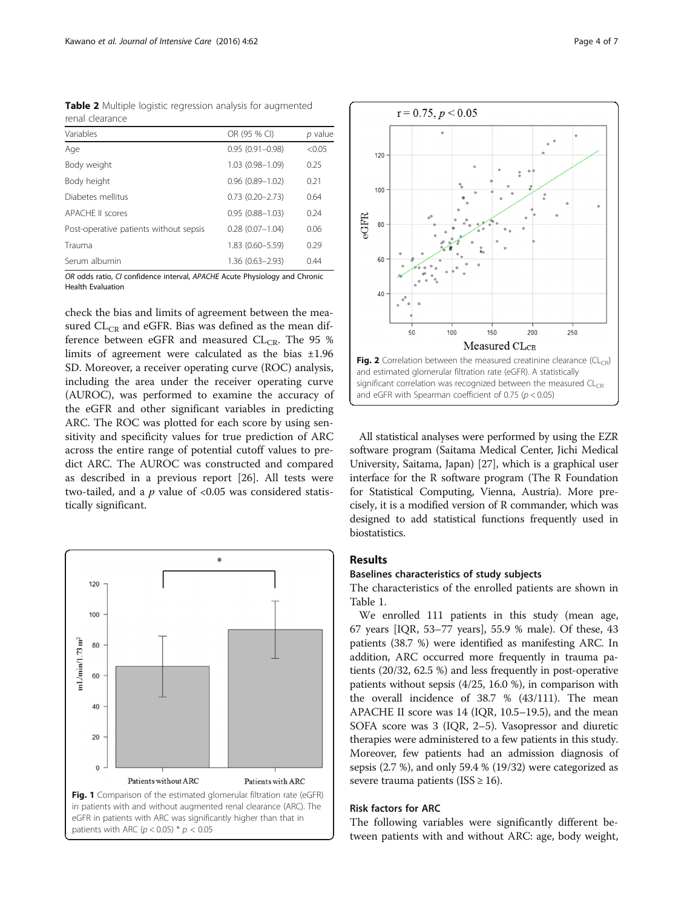**Table 2** Multiple logistic regression analysis for augmented renal clearance

| Variables | OR (95 % CI) | $p$ value |
| --- | --- | --- |
| Age | 0.95 (0.91–0.98) | <0.05 |
| Body weight | 1.03 (0.98–1.09) | 0.25 |
| Body height | 0.96 (0.89–1.02) | 0.21 |
| Diabetes mellitus | 0.73 (0.20–2.73) | 0.64 |
| APACHE II scores | 0.95 (0.88–1.03) | 0.24 |
| Post-operative patients without sepsis | 0.28 (0.07–1.04) | 0.06 |
| Trauma | 1.83 (0.60–5.59) | 0.29 |
| Serum albumin | 1.36 (0.63–2.93) | 0.44 |

*OR* odds ratio, *CI* confidence interval, *APACHE* Acute Physiology and Chronic Health Evaluation

check the bias and limits of agreement between the measured $CL_{CR}$ and eGFR. Bias was defined as the mean difference between eGFR and measured $CL_{CR}$. The 95 % limits of agreement were calculated as the bias ±1.96 SD. Moreover, a receiver operating curve (ROC) analysis, including the area under the receiver operating curve (AUROC), was performed to examine the accuracy of the eGFR and other significant variables in predicting ARC. The ROC was plotted for each score by using sensitivity and specificity values for true prediction of ARC across the entire range of potential cutoff values to predict ARC. The AUROC was constructed and compared as described in a previous report [26]. All tests were two-tailed, and a $p$ value of <0.05 was considered statistically significant.

**Fig. 1** Comparison of the estimated glomerular filtration rate (eGFR) in patients with and without augmented renal clearance (ARC). The eGFR in patients with ARC was significantly higher than that in patients with ARC ($p < 0.05$) * $p < 0.05$

**Fig. 2** Correlation between the measured creatinine clearance ($CL_{CR}$) and estimated glomerular filtration rate (eGFR). A statistically significant correlation was recognized between the measured $CL_{CR}$ and eGFR with Spearman coefficient of 0.75 ($p < 0.05$)

All statistical analyses were performed by using the EZR software program (Saitama Medical Center, Jichi Medical University, Saitama, Japan) [27], which is a graphical user interface for the R software program (The R Foundation for Statistical Computing, Vienna, Austria). More precisely, it is a modified version of R commander, which was designed to add statistical functions frequently used in biostatistics.

## Results

### Baselines characteristics of study subjects

The characteristics of the enrolled patients are shown in Table 1.

We enrolled 111 patients in this study (mean age, 67 years [IQR, 53–77 years], 55.9 % male). Of these, 43 patients (38.7 %) were identified as manifesting ARC. In addition, ARC occurred more frequently in trauma patients (20/32, 62.5 %) and less frequently in post-operative patients without sepsis (4/25, 16.0 %), in comparison with the overall incidence of 38.7 % (43/111). The mean APACHE II score was 14 (IQR, 10.5–19.5), and the mean SOFA score was 3 (IQR, 2–5). Vasopressor and diuretic therapies were administered to a few patients in this study. Moreover, few patients had an admission diagnosis of sepsis (2.7 %), and only 59.4 % (19/32) were categorized as severe trauma patients (ISS ≥ 16).

### Risk factors for ARC

The following variables were significantly different between patients with and without ARC: age, body weight,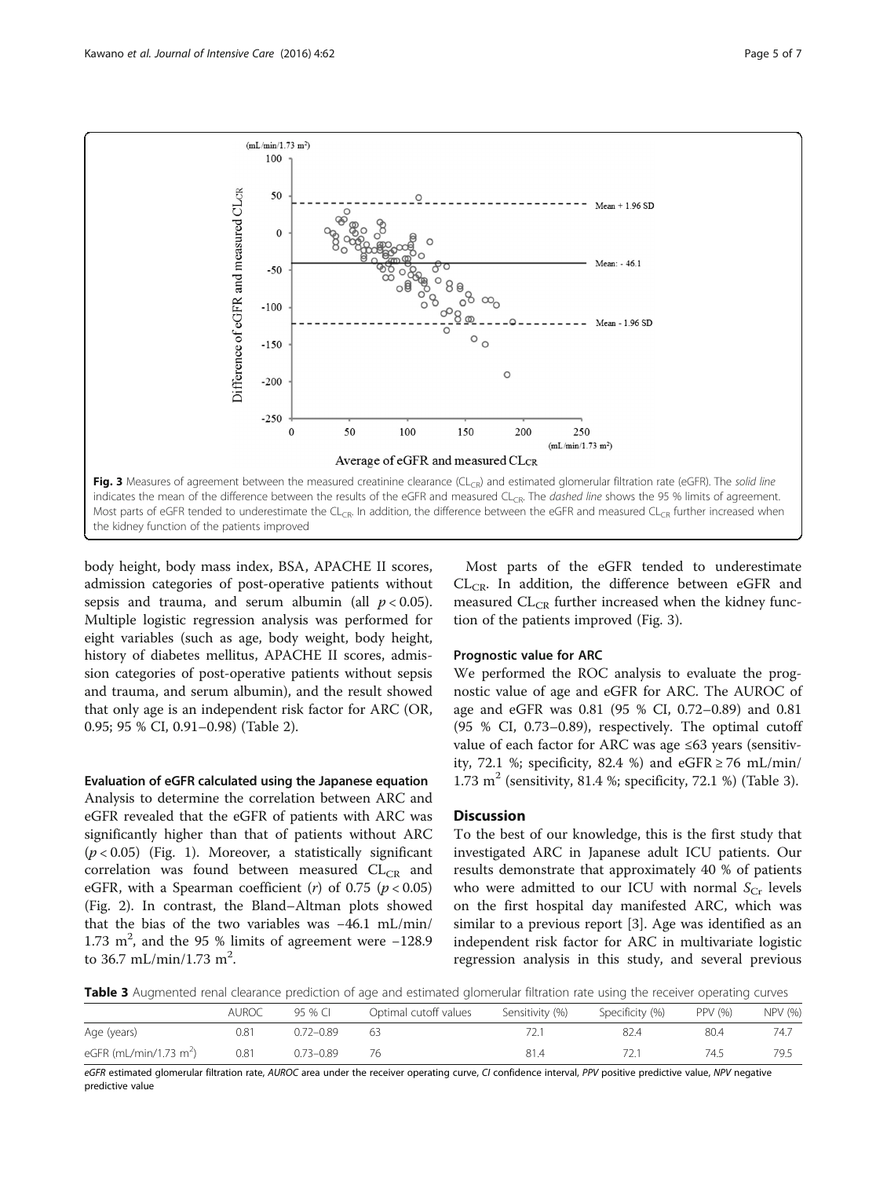Fig. 3 Measures of agreement between the measured creatinine clearance ($CL_{CR}$) and estimated glomerular filtration rate (eGFR). The *solid line* indicates the mean of the difference between the results of the eGFR and measured $CL_{CR}$. The *dashed line* shows the 95 % limits of agreement. Most parts of eGFR tended to underestimate the $CL_{CR}$. In addition, the difference between the eGFR and measured $CL_{CR}$ further increased when the kidney function of the patients improved

body height, body mass index, BSA, APACHE II scores, admission categories of post-operative patients without sepsis and trauma, and serum albumin (all $p < 0.05$). Multiple logistic regression analysis was performed for eight variables (such as age, body weight, body height, history of diabetes mellitus, APACHE II scores, admission categories of post-operative patients without sepsis and trauma, and serum albumin), and the result showed that only age is an independent risk factor for ARC (OR, 0.95; 95 % CI, 0.91–0.98) (Table 2).

#### Evaluation of eGFR calculated using the Japanese equation

Analysis to determine the correlation between ARC and eGFR revealed that the eGFR of patients with ARC was significantly higher than that of patients without ARC ($p < 0.05$) (Fig. 1). Moreover, a statistically significant correlation was found between measured $CL_{CR}$ and eGFR, with a Spearman coefficient ($r$) of 0.75 ($p < 0.05$) (Fig. 2). In contrast, the Bland–Altman plots showed that the bias of the two variables was −46.1 mL/min/1.73 $m^2$, and the 95 % limits of agreement were −128.9 to 36.7 mL/min/1.73 $m^2$.

Most parts of the eGFR tended to underestimate $CL_{CR}$. In addition, the difference between eGFR and measured $CL_{CR}$ further increased when the kidney function of the patients improved (Fig. 3).

#### Prognostic value for ARC

We performed the ROC analysis to evaluate the prognostic value of age and eGFR for ARC. The AUROC of age and eGFR was 0.81 (95 % CI, 0.72–0.89) and 0.81 (95 % CI, 0.73–0.89), respectively. The optimal cutoff value of each factor for ARC was age ≤63 years (sensitivity, 72.1 %; specificity, 82.4 %) and eGFR ≥ 76 mL/min/1.73 $m^2$ (sensitivity, 81.4 %; specificity, 72.1 %) (Table 3).

## Discussion

To the best of our knowledge, this is the first study that investigated ARC in Japanese adult ICU patients. Our results demonstrate that approximately 40 % of patients who were admitted to our ICU with normal $S_{Cr}$ levels on the first hospital day manifested ARC, which was similar to a previous report [3]. Age was identified as an independent risk factor for ARC in multivariate logistic regression analysis in this study, and several previous

**Table 3** Augmented renal clearance prediction of age and estimated glomerular filtration rate using the receiver operating curves

| | AUROC | 95 % CI | Optimal cutoff values | Sensitivity (%) | Specificity (%) | PPV (%) | NPV (%) |
|---|---|---|---|---|---|---|---|
| Age (years) | 0.81 | 0.72–0.89 | 63 | 72.1 | 82.4 | 80.4 | 74.7 |
| eGFR (mL/min/1.73 $m^2$) | 0.81 | 0.73–0.89 | 76 | 81.4 | 72.1 | 74.5 | 79.5 |

*eGFR* estimated glomerular filtration rate, *AUROC* area under the receiver operating curve, *CI* confidence interval, *PPV* positive predictive value, *NPV* negative predictive value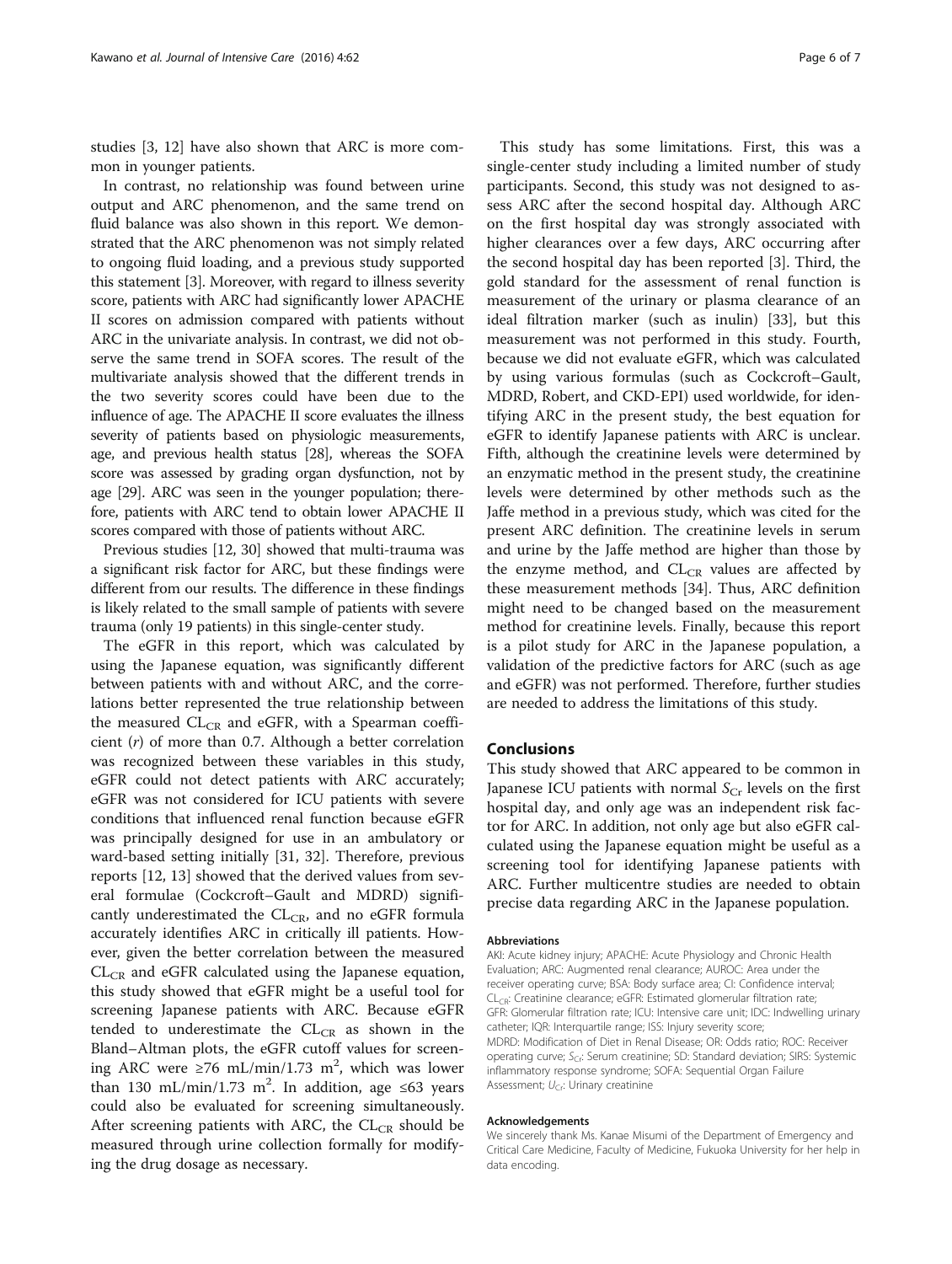studies [3, 12] have also shown that ARC is more common in younger patients.

In contrast, no relationship was found between urine output and ARC phenomenon, and the same trend on fluid balance was also shown in this report. We demonstrated that the ARC phenomenon was not simply related to ongoing fluid loading, and a previous study supported this statement [3]. Moreover, with regard to illness severity score, patients with ARC had significantly lower APACHE II scores on admission compared with patients without ARC in the univariate analysis. In contrast, we did not observe the same trend in SOFA scores. The result of the multivariate analysis showed that the different trends in the two severity scores could have been due to the influence of age. The APACHE II score evaluates the illness severity of patients based on physiologic measurements, age, and previous health status [28], whereas the SOFA score was assessed by grading organ dysfunction, not by age [29]. ARC was seen in the younger population; therefore, patients with ARC tend to obtain lower APACHE II scores compared with those of patients without ARC.

Previous studies [12, 30] showed that multi-trauma was a significant risk factor for ARC, but these findings were different from our results. The difference in these findings is likely related to the small sample of patients with severe trauma (only 19 patients) in this single-center study.

The eGFR in this report, which was calculated by using the Japanese equation, was significantly different between patients with and without ARC, and the correlations better represented the true relationship between the measured $CL_{CR}$ and eGFR, with a Spearman coefficient ($r$) of more than 0.7. Although a better correlation was recognized between these variables in this study, eGFR could not detect patients with ARC accurately; eGFR was not considered for ICU patients with severe conditions that influenced renal function because eGFR was principally designed for use in an ambulatory or ward-based setting initially [31, 32]. Therefore, previous reports [12, 13] showed that the derived values from several formulae (Cockcroft–Gault and MDRD) significantly underestimated the $CL_{CR}$, and no eGFR formula accurately identifies ARC in critically ill patients. However, given the better correlation between the measured $CL_{CR}$ and eGFR calculated using the Japanese equation, this study showed that eGFR might be a useful tool for screening Japanese patients with ARC. Because eGFR tended to underestimate the $CL_{CR}$ as shown in the Bland–Altman plots, the eGFR cutoff values for screening ARC were ≥76 mL/min/1.73 m$^2$, which was lower than 130 mL/min/1.73 m$^2$. In addition, age ≤63 years could also be evaluated for screening simultaneously. After screening patients with ARC, the $CL_{CR}$ should be measured through urine collection formally for modifying the drug dosage as necessary.

This study has some limitations. First, this was a single-center study including a limited number of study participants. Second, this study was not designed to assess ARC after the second hospital day. Although ARC on the first hospital day was strongly associated with higher clearances over a few days, ARC occurring after the second hospital day has been reported [3]. Third, the gold standard for the assessment of renal function is measurement of the urinary or plasma clearance of an ideal filtration marker (such as inulin) [33], but this measurement was not performed in this study. Fourth, because we did not evaluate eGFR, which was calculated by using various formulas (such as Cockcroft–Gault, MDRD, Robert, and CKD-EPI) used worldwide, for identifying ARC in the present study, the best equation for eGFR to identify Japanese patients with ARC is unclear. Fifth, although the creatinine levels were determined by an enzymatic method in the present study, the creatinine levels were determined by other methods such as the Jaffe method in a previous study, which was cited for the present ARC definition. The creatinine levels in serum and urine by the Jaffe method are higher than those by the enzyme method, and $CL_{CR}$ values are affected by these measurement methods [34]. Thus, ARC definition might need to be changed based on the measurement method for creatinine levels. Finally, because this report is a pilot study for ARC in the Japanese population, a validation of the predictive factors for ARC (such as age and eGFR) was not performed. Therefore, further studies are needed to address the limitations of this study.

## Conclusions

This study showed that ARC appeared to be common in Japanese ICU patients with normal $S_{Cr}$ levels on the first hospital day, and only age was an independent risk factor for ARC. In addition, not only age but also eGFR calculated using the Japanese equation might be useful as a screening tool for identifying Japanese patients with ARC. Further multicentre studies are needed to obtain precise data regarding ARC in the Japanese population.

#### Abbreviations

AKI: Acute kidney injury; APACHE: Acute Physiology and Chronic Health Evaluation; ARC: Augmented renal clearance; AUROC: Area under the receiver operating curve; BSA: Body surface area; CI: Confidence interval; $CL_{CR}$: Creatinine clearance; eGFR: Estimated glomerular filtration rate; GFR: Glomerular filtration rate; ICU: Intensive care unit; IDC: Indwelling urinary catheter; IQR: Interquartile range; ISS: Injury severity score; MDRD: Modification of Diet in Renal Disease; OR: Odds ratio; ROC: Receiver operating curve; $S_{Cr}$: Serum creatinine; SD: Standard deviation; SIRS: Systemic inflammatory response syndrome; SOFA: Sequential Organ Failure Assessment; $U_{Cr}$: Urinary creatinine

#### Acknowledgements

We sincerely thank Ms. Kanae Misumi of the Department of Emergency and Critical Care Medicine, Faculty of Medicine, Fukuoka University for her help in data encoding.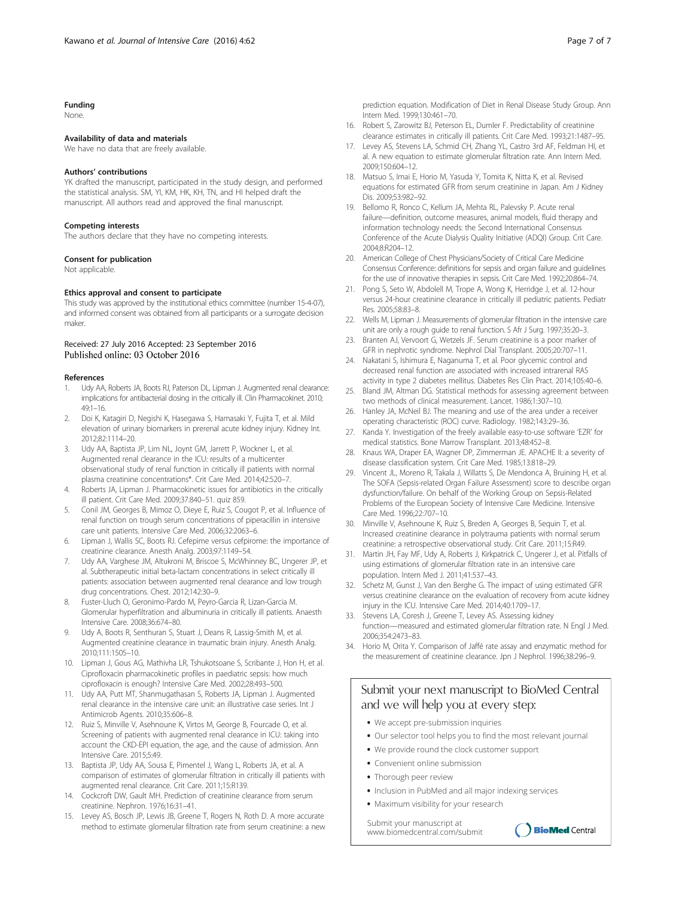### Funding

None.

### Availability of data and materials

We have no data that are freely available.

### Authors' contributions

YK drafted the manuscript, participated in the study design, and performed the statistical analysis. SM, YI, KM, HK, KH, TN, and HI helped draft the manuscript. All authors read and approved the final manuscript.

### Competing interests

The authors declare that they have no competing interests.

### Consent for publication

Not applicable.

### Ethics approval and consent to participate

This study was approved by the institutional ethics committee (number 15-4-07), and informed consent was obtained from all participants or a surrogate decision maker.

Received: 27 July 2016 Accepted: 23 September 2016
Published online: 03 October 2016

### References

1. Udy AA, Roberts JA, Boots RJ, Paterson DL, Lipman J. Augmented renal clearance: implications for antibacterial dosing in the critically ill. Clin Pharmacokinet. 2010; 49:1–16.
2. Doi K, Katagiri D, Negishi K, Hasegawa S, Hamasaki Y, Fujita T, et al. Mild elevation of urinary biomarkers in prerenal acute kidney injury. Kidney Int. 2012;82:1114–20.
3. Udy AA, Baptista JP, Lim NL, Joynt GM, Jarrett P, Wockner L, et al. Augmented renal clearance in the ICU: results of a multicenter observational study of renal function in critically ill patients with normal plasma creatinine concentrations*. Crit Care Med. 2014;42:520–7.
4. Roberts JA, Lipman J. Pharmacokinetic issues for antibiotics in the critically ill patient. Crit Care Med. 2009;37:840–51. quiz 859.
5. Conil JM, Georges B, Mimoz O, Dieye E, Ruiz S, Cougot P, et al. Influence of renal function on trough serum concentrations of piperacillin in intensive care unit patients. Intensive Care Med. 2006;32:2063–6.
6. Lipman J, Wallis SC, Boots RJ. Cefepime versus cefpirome: the importance of creatinine clearance. Anesth Analg. 2003;97:1149–54.
7. Udy AA, Varghese JM, Altukroni M, Briscoe S, McWhinney BC, Ungerer JP, et al. Subtherapeutic initial beta-lactam concentrations in select critically ill patients: association between augmented renal clearance and low trough drug concentrations. Chest. 2012;142:30–9.
8. Fuster-Lluch O, Geronimo-Pardo M, Peyro-Garcia R, Lizan-Garcia M. Glomerular hyperfiltration and albuminuria in critically ill patients. Anaesth Intensive Care. 2008;36:674–80.
9. Udy A, Boots R, Senthuran S, Stuart J, Deans R, Lassig-Smith M, et al. Augmented creatinine clearance in traumatic brain injury. Anesth Analg. 2010;111:1505–10.
10. Lipman J, Gous AG, Mathivha LR, Tshukotsoane S, Scribante J, Hon H, et al. Ciprofloxacin pharmacokinetic profiles in paediatric sepsis: how much ciprofloxacin is enough? Intensive Care Med. 2002;28:493–500.
11. Udy AA, Putt MT, Shanmugathasan S, Roberts JA, Lipman J. Augmented renal clearance in the intensive care unit: an illustrative case series. Int J Antimicrob Agents. 2010;35:606–8.
12. Ruiz S, Minville V, Asehnoune K, Virtos M, George B, Fourcade O, et al. Screening of patients with augmented renal clearance in ICU: taking into account the CKD-EPI equation, the age, and the cause of admission. Ann Intensive Care. 2015;5:49.
13. Baptista JP, Udy AA, Sousa E, Pimentel J, Wang L, Roberts JA, et al. A comparison of estimates of glomerular filtration in critically ill patients with augmented renal clearance. Crit Care. 2011;15:R139.
14. Cockcroft DW, Gault MH. Prediction of creatinine clearance from serum creatinine. Nephron. 1976;16:31–41.
15. Levey AS, Bosch JP, Lewis JB, Greene T, Rogers N, Roth D. A more accurate method to estimate glomerular filtration rate from serum creatinine: a new prediction equation. Modification of Diet in Renal Disease Study Group. Ann Intern Med. 1999;130:461–70.
16. Robert S, Zarowitz BJ, Peterson EL, Dumler F. Predictability of creatinine clearance estimates in critically ill patients. Crit Care Med. 1993;21:1487–95.
17. Levey AS, Stevens LA, Schmid CH, Zhang YL, Castro 3rd AF, Feldman HI, et al. A new equation to estimate glomerular filtration rate. Ann Intern Med. 2009;150:604–12.
18. Matsuo S, Imai E, Horio M, Yasuda Y, Tomita K, Nitta K, et al. Revised equations for estimated GFR from serum creatinine in Japan. Am J Kidney Dis. 2009;53:982–92.
19. Bellomo R, Ronco C, Kellum JA, Mehta RL, Palevsky P. Acute renal failure—definition, outcome measures, animal models, fluid therapy and information technology needs: the Second International Consensus Conference of the Acute Dialysis Quality Initiative (ADQI) Group. Crit Care. 2004;8:R204–12.
20. American College of Chest Physicians/Society of Critical Care Medicine Consensus Conference: definitions for sepsis and organ failure and guidelines for the use of innovative therapies in sepsis. Crit Care Med. 1992;20:864–74.
21. Pong S, Seto W, Abdolell M, Trope A, Wong K, Herridge J, et al. 12-hour versus 24-hour creatinine clearance in critically ill pediatric patients. Pediatr Res. 2005;58:83–8.
22. Wells M, Lipman J. Measurements of glomerular filtration in the intensive care unit are only a rough guide to renal function. S Afr J Surg. 1997;35:20–3.
23. Branten AJ, Vervoort G, Wetzels JF. Serum creatinine is a poor marker of GFR in nephrotic syndrome. Nephrol Dial Transplant. 2005;20:707–11.
24. Nakatani S, Ishimura E, Naganuma T, et al. Poor glycemic control and decreased renal function are associated with increased intrarenal RAS activity in type 2 diabetes mellitus. Diabetes Res Clin Pract. 2014;105:40–6.
25. Bland JM, Altman DG. Statistical methods for assessing agreement between two methods of clinical measurement. Lancet. 1986;1:307–10.
26. Hanley JA, McNeil BJ. The meaning and use of the area under a receiver operating characteristic (ROC) curve. Radiology. 1982;143:29–36.
27. Kanda Y. Investigation of the freely available easy-to-use software 'EZR' for medical statistics. Bone Marrow Transplant. 2013;48:452–8.
28. Knaus WA, Draper EA, Wagner DP, Zimmerman JE. APACHE II: a severity of disease classification system. Crit Care Med. 1985;13:818–29.
29. Vincent JL, Moreno R, Takala J, Willatts S, De Mendonca A, Bruining H, et al. The SOFA (Sepsis-related Organ Failure Assessment) score to describe organ dysfunction/failure. On behalf of the Working Group on Sepsis-Related Problems of the European Society of Intensive Care Medicine. Intensive Care Med. 1996;22:707–10.
30. Minville V, Asehnoune K, Ruiz S, Breden A, Georges B, Sequin T, et al. Increased creatinine clearance in polytrauma patients with normal serum creatinine: a retrospective observational study. Crit Care. 2011;15:R49.
31. Martin JH, Fay MF, Udy A, Roberts J, Kirkpatrick C, Ungerer J, et al. Pitfalls of using estimations of glomerular filtration rate in an intensive care population. Intern Med J. 2011;41:537–43.
32. Schetz M, Gunst J, Van den Berghe G. The impact of using estimated GFR versus creatinine clearance on the evaluation of recovery from acute kidney injury in the ICU. Intensive Care Med. 2014;40:1709–17.
33. Stevens LA, Coresh J, Greene T, Levey AS. Assessing kidney function—measured and estimated glomerular filtration rate. N Engl J Med. 2006;354:2473–83.
34. Horio M, Orita Y. Comparison of Jaffé rate assay and enzymatic method for the measurement of creatinine clearance. Jpn J Nephrol. 1996;38:296–9.

Submit your next manuscript to BioMed Central and we will help you at every step:

- We accept pre-submission inquiries
- Our selector tool helps you to find the most relevant journal
- We provide round the clock customer support
- Convenient online submission
- Thorough peer review
- Inclusion in PubMed and all major indexing services
- Maximum visibility for your research

Submit your manuscript at www.biomedcentral.com/submit

BioMed Central